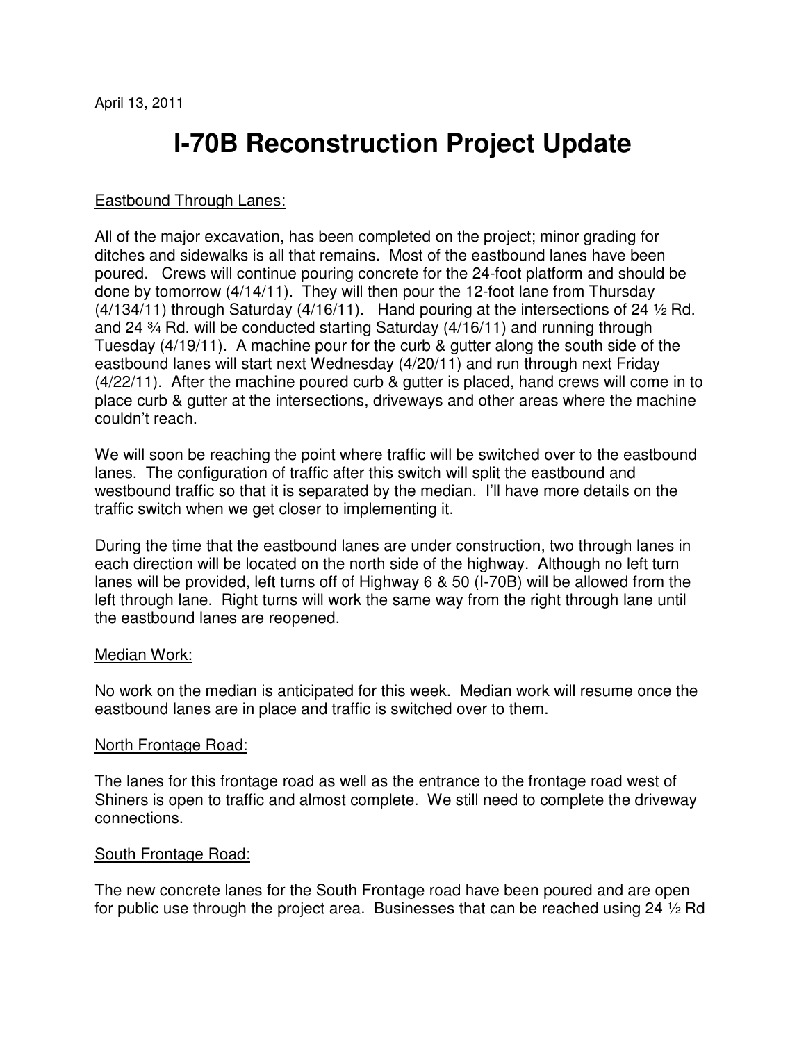April 13, 2011

# I-70B Reconstruction Project Update

## Eastbound Through Lanes:

All of the major excavation, has been completed on the project; minor grading for ditches and sidewalks is all that remains. Most of the eastbound lanes have been poured. Crews will continue pouring concrete for the 24-foot platform and should be done by tomorrow (4/14/11). They will then pour the 12-foot lane from Thursday (4/134/11) through Saturday (4/16/11). Hand pouring at the intersections of 24 ½ Rd. and 24 ¾ Rd. will be conducted starting Saturday (4/16/11) and running through Tuesday (4/19/11). A machine pour for the curb & gutter along the south side of the eastbound lanes will start next Wednesday (4/20/11) and run through next Friday (4/22/11). After the machine poured curb & gutter is placed, hand crews will come in to place curb & gutter at the intersections, driveways and other areas where the machine couldn't reach.

We will soon be reaching the point where traffic will be switched over to the eastbound lanes. The configuration of traffic after this switch will split the eastbound and westbound traffic so that it is separated by the median. I'll have more details on the traffic switch when we get closer to implementing it.

During the time that the eastbound lanes are under construction, two through lanes in each direction will be located on the north side of the highway. Although no left turn lanes will be provided, left turns off of Highway 6 & 50 (I-70B) will be allowed from the left through lane. Right turns will work the same way from the right through lane until the eastbound lanes are reopened.

## Median Work:

No work on the median is anticipated for this week. Median work will resume once the eastbound lanes are in place and traffic is switched over to them.

## North Frontage Road:

The lanes for this frontage road as well as the entrance to the frontage road west of Shiners is open to traffic and almost complete. We still need to complete the driveway connections.

## South Frontage Road:

The new concrete lanes for the South Frontage road have been poured and are open for public use through the project area. Businesses that can be reached using 24 ½ Rd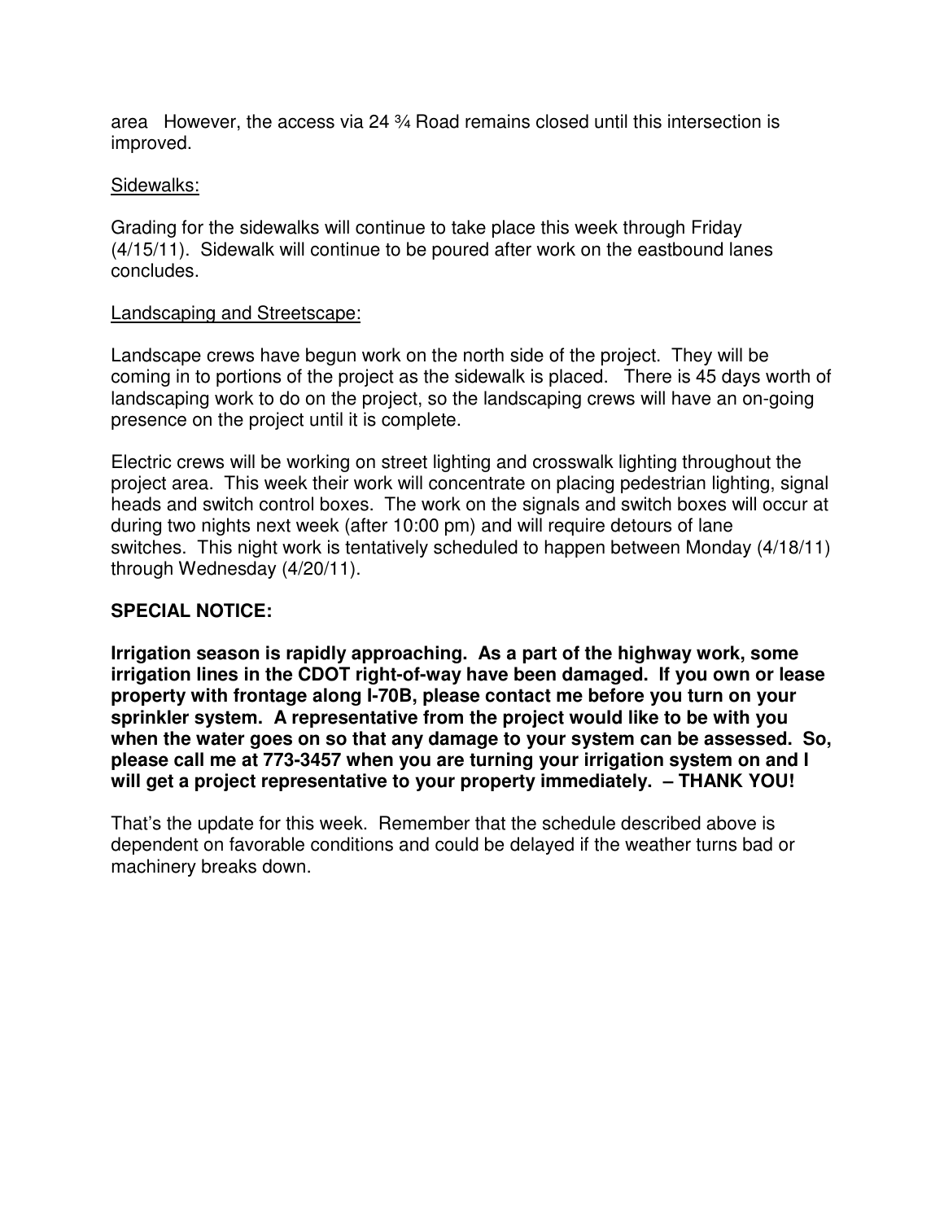area However, the access via 24 ¾ Road remains closed until this intersection is improved.

<u>Sidewalks:</u>

Grading for the sidewalks will continue to take place this week through Friday (4/15/11). Sidewalk will continue to be poured after work on the eastbound lanes concludes.

<u>Landscaping and Streetscape:</u>

Landscape crews have begun work on the north side of the project. They will be coming in to portions of the project as the sidewalk is placed. There is 45 days worth of landscaping work to do on the project, so the landscaping crews will have an on-going presence on the project until it is complete.

Electric crews will be working on street lighting and crosswalk lighting throughout the project area. This week their work will concentrate on placing pedestrian lighting, signal heads and switch control boxes. The work on the signals and switch boxes will occur at during two nights next week (after 10:00 pm) and will require detours of lane switches. This night work is tentatively scheduled to happen between Monday (4/18/11) through Wednesday (4/20/11).

**SPECIAL NOTICE:**

**Irrigation season is rapidly approaching. As a part of the highway work, some irrigation lines in the CDOT right-of-way have been damaged. If you own or lease property with frontage along I-70B, please contact me before you turn on your sprinkler system. A representative from the project would like to be with you when the water goes on so that any damage to your system can be assessed. So, please call me at 773-3457 when you are turning your irrigation system on and I will get a project representative to your property immediately. – THANK YOU!**

That's the update for this week. Remember that the schedule described above is dependent on favorable conditions and could be delayed if the weather turns bad or machinery breaks down.